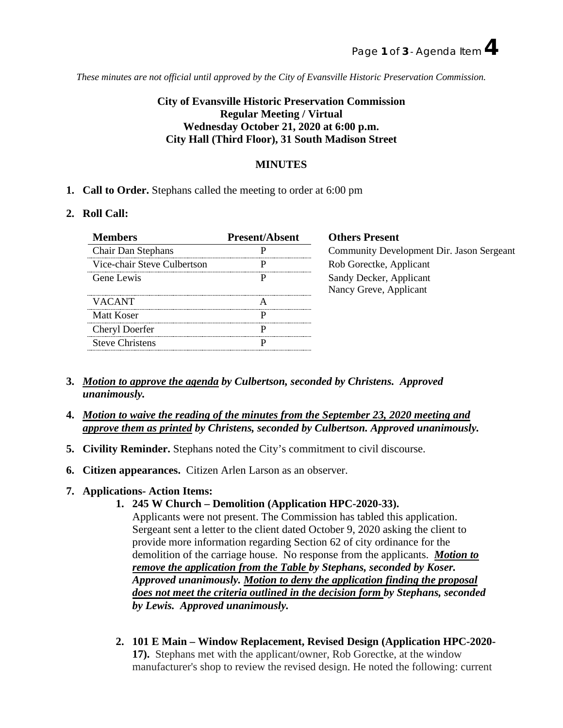*These minutes are not official until approved by the City of Evansville Historic Preservation Commission.*

**City of Evansville Historic Preservation Commission**
**Regular Meeting / Virtual**
**Wednesday October 21, 2020 at 6:00 p.m.**
**City Hall (Third Floor), 31 South Madison Street**

**MINUTES**

1. **Call to Order.** Stephans called the meeting to order at 6:00 pm

2. **Roll Call:**

| Members | Present/Absent |
|---|---|
| Chair Dan Stephans | P |
| Vice-chair Steve Culbertson | P |
| Gene Lewis | P |
| VACANT | A |
| Matt Koser | P |
| Cheryl Doerfer | P |
| Steve Christens | P |

**Others Present**
Community Development Dir. Jason Sergeant
Rob Gorectke, Applicant
Sandy Decker, Applicant
Nancy Greve, Applicant

3. ***Motion to approve the agenda** by Culbertson, seconded by Christens. Approved unanimously.*

4. ***Motion to waive the reading of the minutes from the September 23, 2020 meeting and approve them as printed** by Christens, seconded by Culbertson. Approved unanimously.*

5. **Civility Reminder.** Stephans noted the City's commitment to civil discourse.

6. **Citizen appearances.** Citizen Arlen Larson as an observer.

7. **Applications- Action Items:**
   1. **245 W Church – Demolition (Application HPC-2020-33).**
      Applicants were not present. The Commission has tabled this application. Sergeant sent a letter to the client dated October 9, 2020 asking the client to provide more information regarding Section 62 of city ordinance for the demolition of the carriage house. No response from the applicants. ***Motion to remove the application from the Table** by Stephans, seconded by Koser. Approved unanimously. **Motion to deny the application finding the proposal does not meet the criteria outlined in the decision form** by Stephans, seconded by Lewis. Approved unanimously.*

   2. **101 E Main – Window Replacement, Revised Design (Application HPC-2020-17).** Stephans met with the applicant/owner, Rob Gorectke, at the window manufacturer's shop to review the revised design. He noted the following: current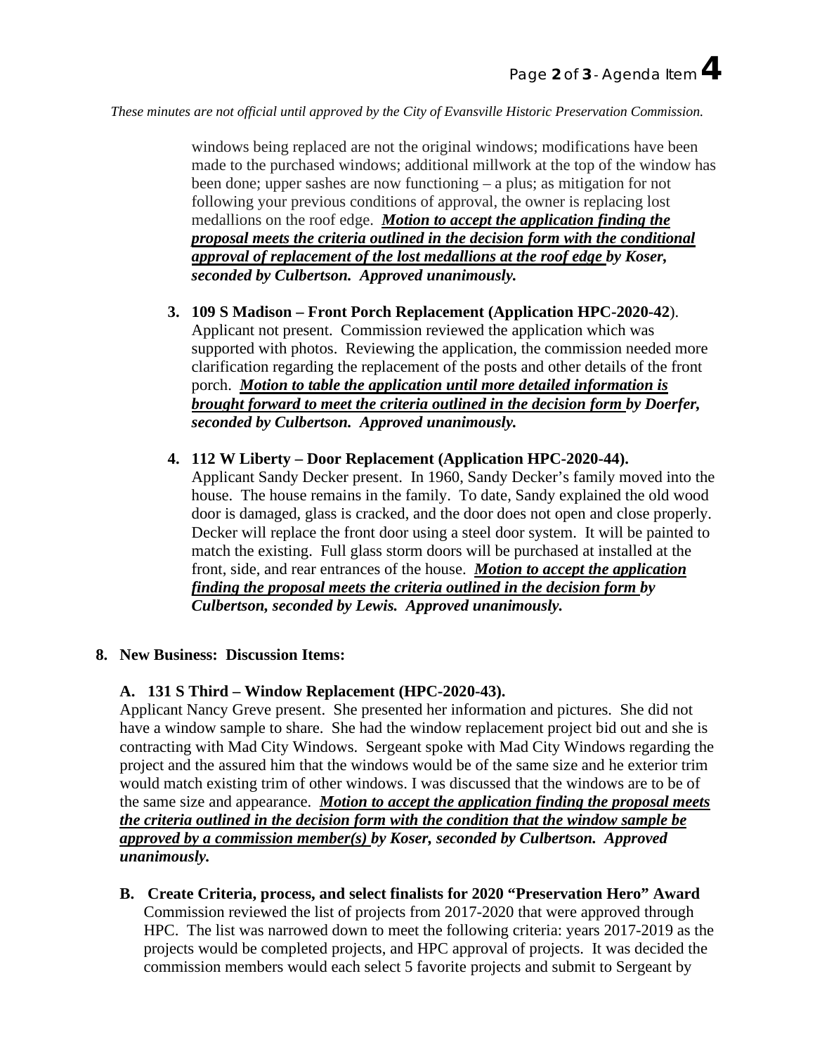*These minutes are not official until approved by the City of Evansville Historic Preservation Commission.*

windows being replaced are not the original windows; modifications have been made to the purchased windows; additional millwork at the top of the window has been done; upper sashes are now functioning – a plus; as mitigation for not following your previous conditions of approval, the owner is replacing lost medallions on the roof edge. ***Motion to accept the application finding the proposal meets the criteria outlined in the decision form with the conditional approval of replacement of the lost medallions at the roof edge by Koser, seconded by Culbertson. Approved unanimously.***

3. **109 S Madison – Front Porch Replacement (Application HPC-2020-42)**. Applicant not present. Commission reviewed the application which was supported with photos. Reviewing the application, the commission needed more clarification regarding the replacement of the posts and other details of the front porch. ***Motion to table the application until more detailed information is brought forward to meet the criteria outlined in the decision form by Doerfer, seconded by Culbertson. Approved unanimously.***

4. **112 W Liberty – Door Replacement (Application HPC-2020-44).** Applicant Sandy Decker present. In 1960, Sandy Decker's family moved into the house. The house remains in the family. To date, Sandy explained the old wood door is damaged, glass is cracked, and the door does not open and close properly. Decker will replace the front door using a steel door system. It will be painted to match the existing. Full glass storm doors will be purchased at installed at the front, side, and rear entrances of the house. ***Motion to accept the application finding the proposal meets the criteria outlined in the decision form by Culbertson, seconded by Lewis. Approved unanimously.***

**8. New Business: Discussion Items:**

**A. 131 S Third – Window Replacement (HPC-2020-43).**

Applicant Nancy Greve present. She presented her information and pictures. She did not have a window sample to share. She had the window replacement project bid out and she is contracting with Mad City Windows. Sergeant spoke with Mad City Windows regarding the project and the assured him that the windows would be of the same size and he exterior trim would match existing trim of other windows. I was discussed that the windows are to be of the same size and appearance. ***Motion to accept the application finding the proposal meets the criteria outlined in the decision form with the condition that the window sample be approved by a commission member(s) by Koser, seconded by Culbertson. Approved unanimously.***

**B. Create Criteria, process, and select finalists for 2020 "Preservation Hero" Award**

Commission reviewed the list of projects from 2017-2020 that were approved through HPC. The list was narrowed down to meet the following criteria: years 2017-2019 as the projects would be completed projects, and HPC approval of projects. It was decided the commission members would each select 5 favorite projects and submit to Sergeant by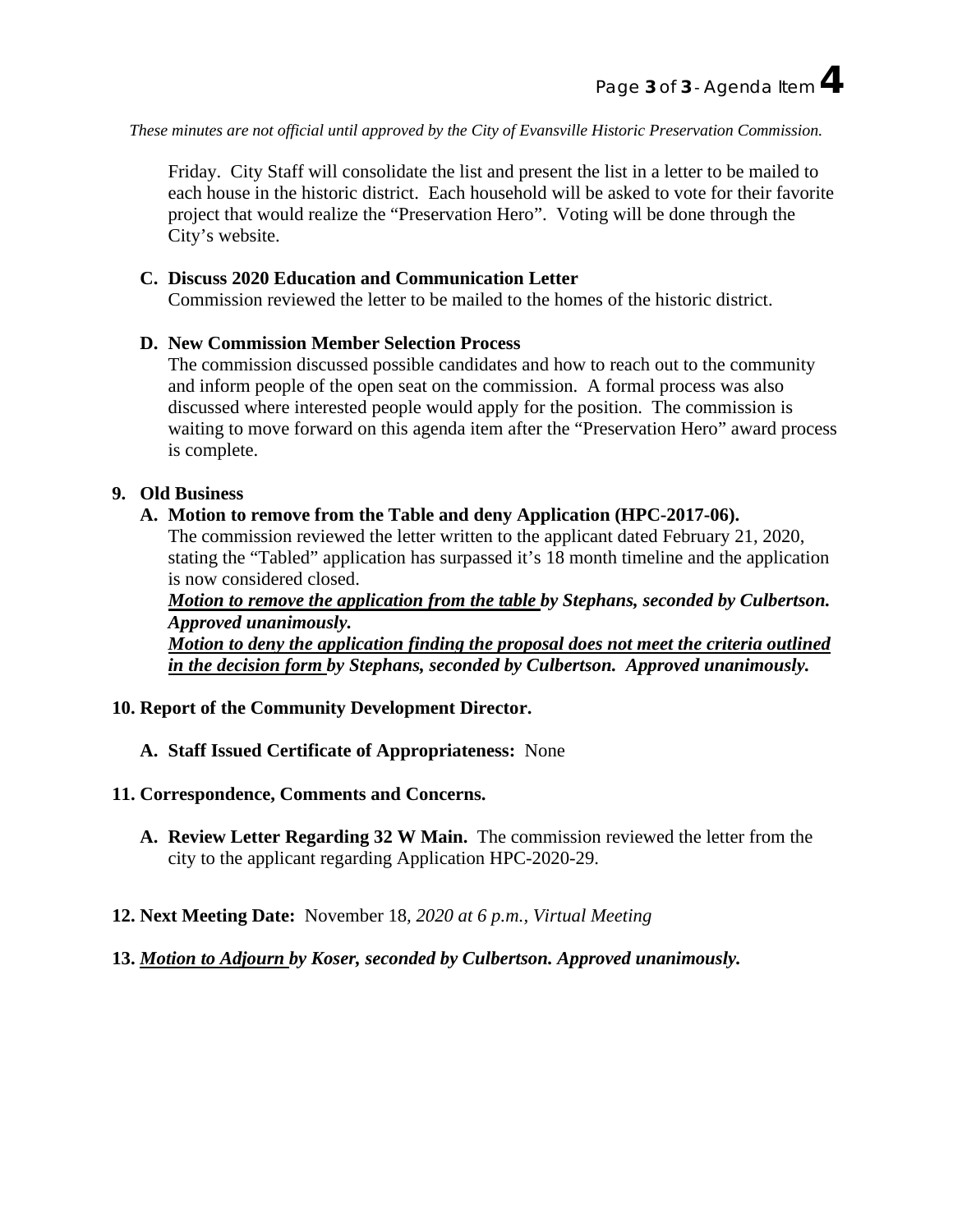*These minutes are not official until approved by the City of Evansville Historic Preservation Commission.*

Friday. City Staff will consolidate the list and present the list in a letter to be mailed to each house in the historic district. Each household will be asked to vote for their favorite project that would realize the "Preservation Hero". Voting will be done through the City's website.

**C. Discuss 2020 Education and Communication Letter**
Commission reviewed the letter to be mailed to the homes of the historic district.

**D. New Commission Member Selection Process**
The commission discussed possible candidates and how to reach out to the community and inform people of the open seat on the commission. A formal process was also discussed where interested people would apply for the position. The commission is waiting to move forward on this agenda item after the "Preservation Hero" award process is complete.

**9. Old Business**

**A. Motion to remove from the Table and deny Application (HPC-2017-06).**
The commission reviewed the letter written to the applicant dated February 21, 2020, stating the "Tabled" application has surpassed it's 18 month timeline and the application is now considered closed.
***Motion to remove the application from the table by Stephans, seconded by Culbertson. Approved unanimously.***
***Motion to deny the application finding the proposal does not meet the criteria outlined in the decision form by Stephans, seconded by Culbertson. Approved unanimously.***

**10. Report of the Community Development Director.**

**A. Staff Issued Certificate of Appropriateness:** None

**11. Correspondence, Comments and Concerns.**

**A. Review Letter Regarding 32 W Main.** The commission reviewed the letter from the city to the applicant regarding Application HPC-2020-29.

**12. Next Meeting Date:** November 18*, 2020 at 6 p.m., Virtual Meeting*

**13.** ***Motion to Adjourn by Koser, seconded by Culbertson. Approved unanimously.***